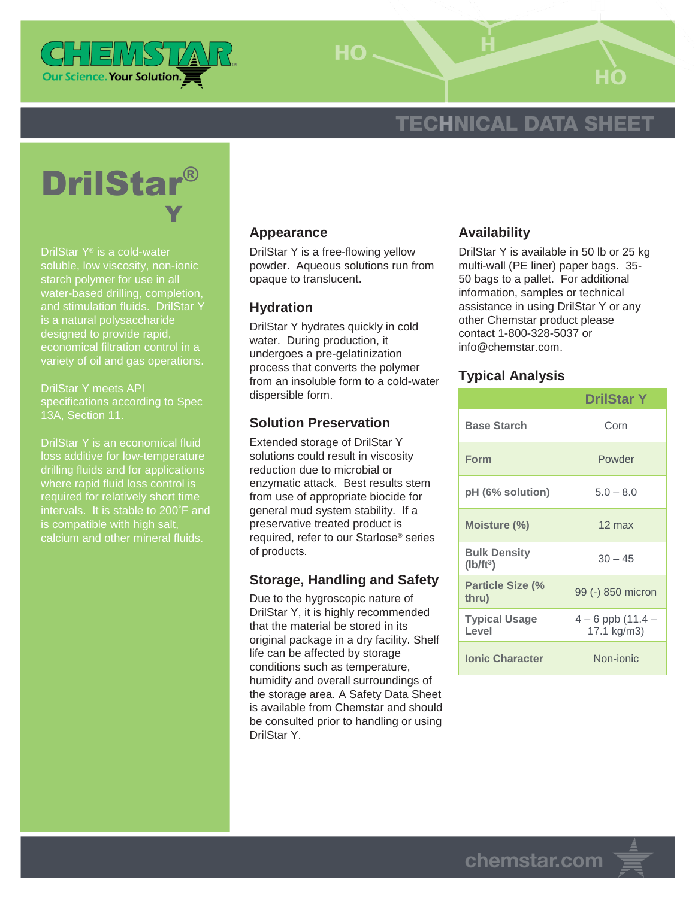CHEMSTAR

Our Science. Your Solution.

TECHNICAL DATA SHEET

# DrilStar® Y

DrilStar Y® is a cold-water soluble, low viscosity, non-ionic starch polymer for use in all water-based drilling, completion, and stimulation fluids. DrilStar Y is a natural polysaccharide designed to provide rapid, economical filtration control in a variety of oil and gas operations.

DrilStar Y meets API specifications according to Spec 13A, Section 11.

DrilStar Y is an economical fluid loss additive for low-temperature drilling fluids and for applications where rapid fluid loss control is required for relatively short time intervals. It is stable to 200˚F and is compatible with high salt, calcium and other mineral fluids.

## Appearance

DrilStar Y is a free-flowing yellow powder. Aqueous solutions run from opaque to translucent.

## Hydration

DrilStar Y hydrates quickly in cold water. During production, it undergoes a pre-gelatinization process that converts the polymer from an insoluble form to a cold-water dispersible form.

## Solution Preservation

Extended storage of DrilStar Y solutions could result in viscosity reduction due to microbial or enzymatic attack. Best results stem from use of appropriate biocide for general mud system stability. If a preservative treated product is required, refer to our Starlose® series of products.

## Storage, Handling and Safety

Due to the hygroscopic nature of DrilStar Y, it is highly recommended that the material be stored in its original package in a dry facility. Shelf life can be affected by storage conditions such as temperature, humidity and overall surroundings of the storage area. A Safety Data Sheet is available from Chemstar and should be consulted prior to handling or using DrilStar Y.

## Availability

DrilStar Y is available in 50 lb or 25 kg multi-wall (PE liner) paper bags. 35-50 bags to a pallet. For additional information, samples or technical assistance in using DrilStar Y or any other Chemstar product please contact 1-800-328-5037 or info@chemstar.com.

## Typical Analysis

| | DrilStar Y |
|---|---|
| Base Starch | Corn |
| Form | Powder |
| pH (6% solution) | 5.0 – 8.0 |
| Moisture (%) | 12 max |
| Bulk Density (lb/ft$^3$) | 30 – 45 |
| Particle Size (% thru) | 99 (-) 850 micron |
| Typical Usage Level | 4 – 6 ppb (11.4 – 17.1 kg/m3) |
| Ionic Character | Non-ionic |

chemstar.com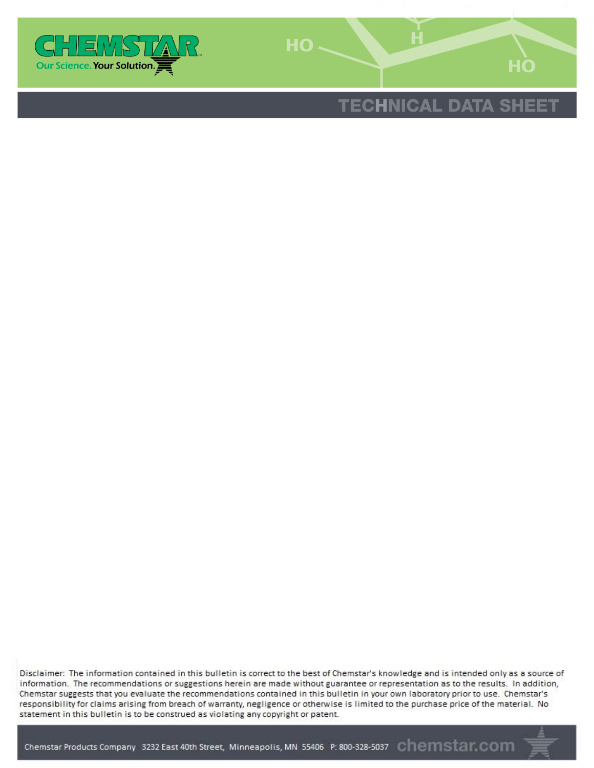Disclaimer: The information contained in this bulletin is correct to the best of Chemstar's knowledge and is intended only as a source of information. The recommendations or suggestions herein are made without guarantee or representation as to the results. In addition, Chemstar suggests that you evaluate the recommendations contained in this bulletin in your own laboratory prior to use. Chemstar's responsibility for claims arising from breach of warranty, negligence or otherwise is limited to the purchase price of the material. No statement in this bulletin is to be construed as violating any copyright or patent.